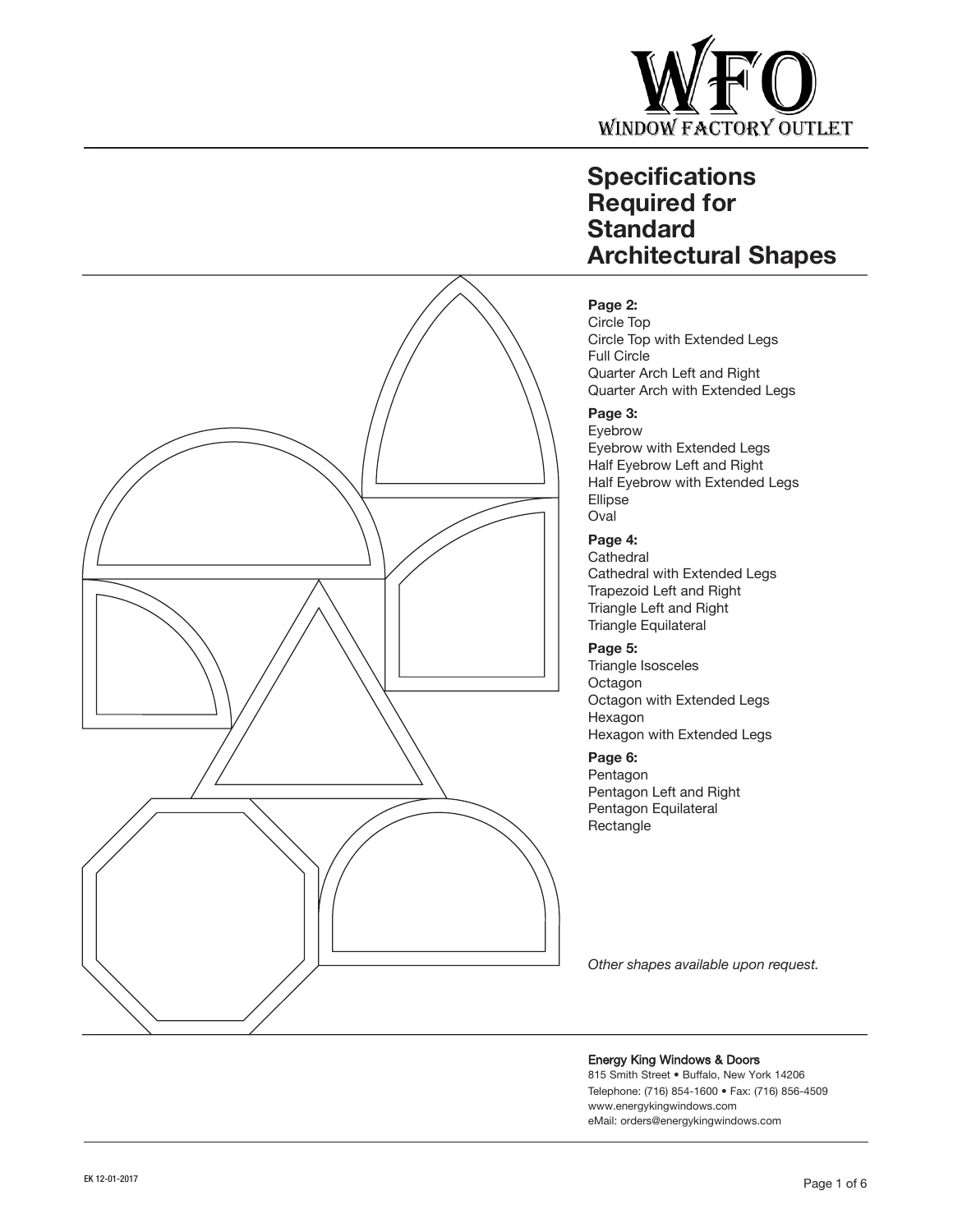WFO
WINDOW FACTORY OUTLET

# Specifications Required for Standard Architectural Shapes

**Page 2:**
Circle Top
Circle Top with Extended Legs
Full Circle
Quarter Arch Left and Right
Quarter Arch with Extended Legs

**Page 3:**
Eyebrow
Eyebrow with Extended Legs
Half Eyebrow Left and Right
Half Eyebrow with Extended Legs
Ellipse
Oval

**Page 4:**
Cathedral
Cathedral with Extended Legs
Trapezoid Left and Right
Triangle Left and Right
Triangle Equilateral

**Page 5:**
Triangle Isosceles
Octagon
Octagon with Extended Legs
Hexagon
Hexagon with Extended Legs

**Page 6:**
Pentagon
Pentagon Left and Right
Pentagon Equilateral
Rectangle

*Other shapes available upon request.*

Energy King Windows & Doors
815 Smith Street • Buffalo, New York 14206
Telephone: (716) 854-1600 • Fax: (716) 856-4509
www.energykingwindows.com
eMail: orders@energykingwindows.com

EK 12-01-2017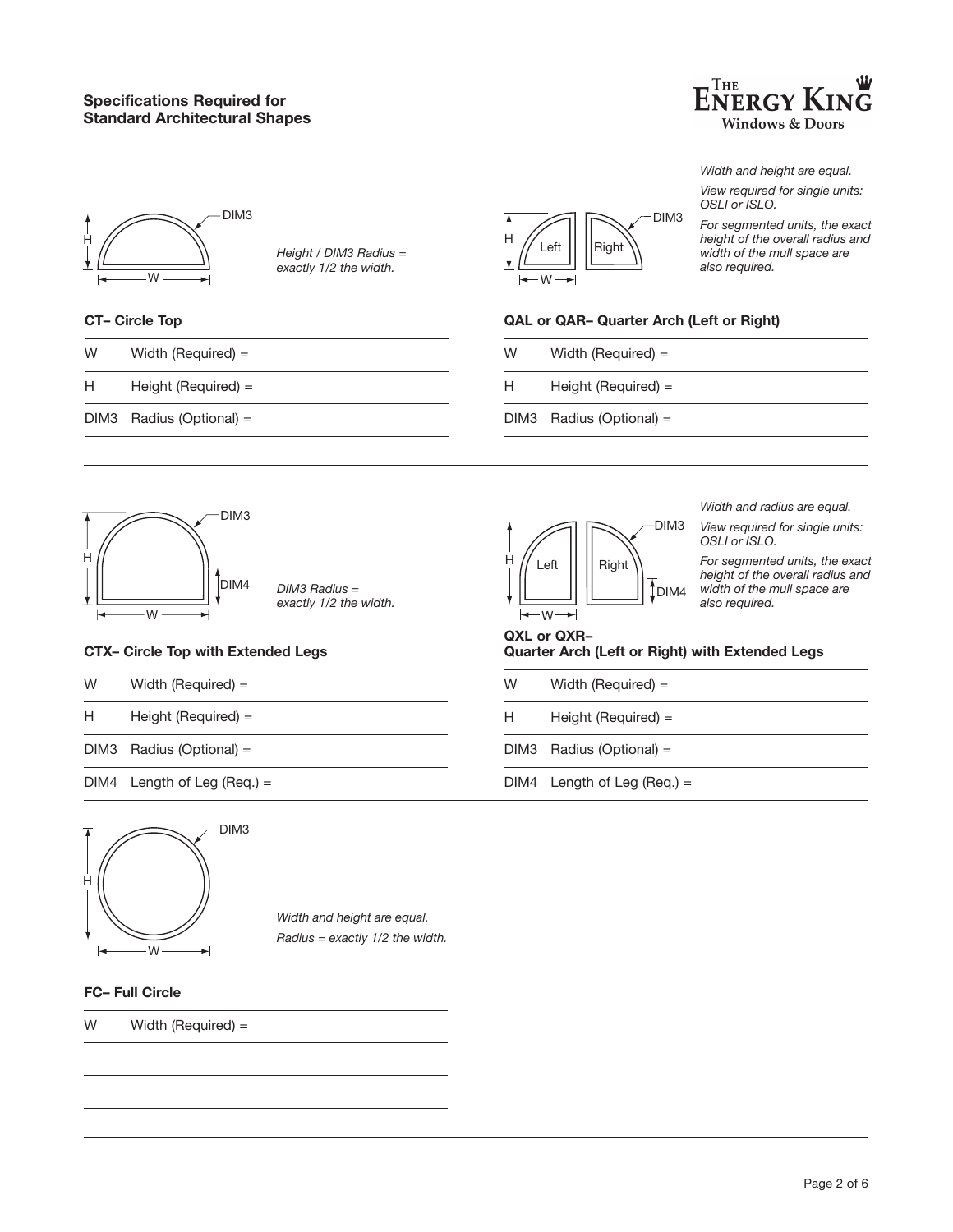## Specifications Required for Standard Architectural Shapes

*Height / DIM3 Radius = exactly 1/2 the width.*

### CT– Circle Top

| | |
|---|---|
| W | Width (Required) = |
| H | Height (Required) = |
| DIM3 | Radius (Optional) = |

*Width and height are equal.*

*View required for single units: OSLI or ISLO.*

*For segmented units, the exact height of the overall radius and width of the mull space are also required.*

### QAL or QAR– Quarter Arch (Left or Right)

| | |
|---|---|
| W | Width (Required) = |
| H | Height (Required) = |
| DIM3 | Radius (Optional) = |

*DIM3 Radius = exactly 1/2 the width.*

### CTX– Circle Top with Extended Legs

| | |
|---|---|
| W | Width (Required) = |
| H | Height (Required) = |
| DIM3 | Radius (Optional) = |
| DIM4 | Length of Leg (Req.) = |

*Width and radius are equal.*

*View required for single units: OSLI or ISLO.*

*For segmented units, the exact height of the overall radius and width of the mull space are also required.*

### QXL or QXR– Quarter Arch (Left or Right) with Extended Legs

| | |
|---|---|
| W | Width (Required) = |
| H | Height (Required) = |
| DIM3 | Radius (Optional) = |
| DIM4 | Length of Leg (Req.) = |

*Width and height are equal.*

*Radius = exactly 1/2 the width.*

### FC– Full Circle

| | |
|---|---|
| W | Width (Required) = |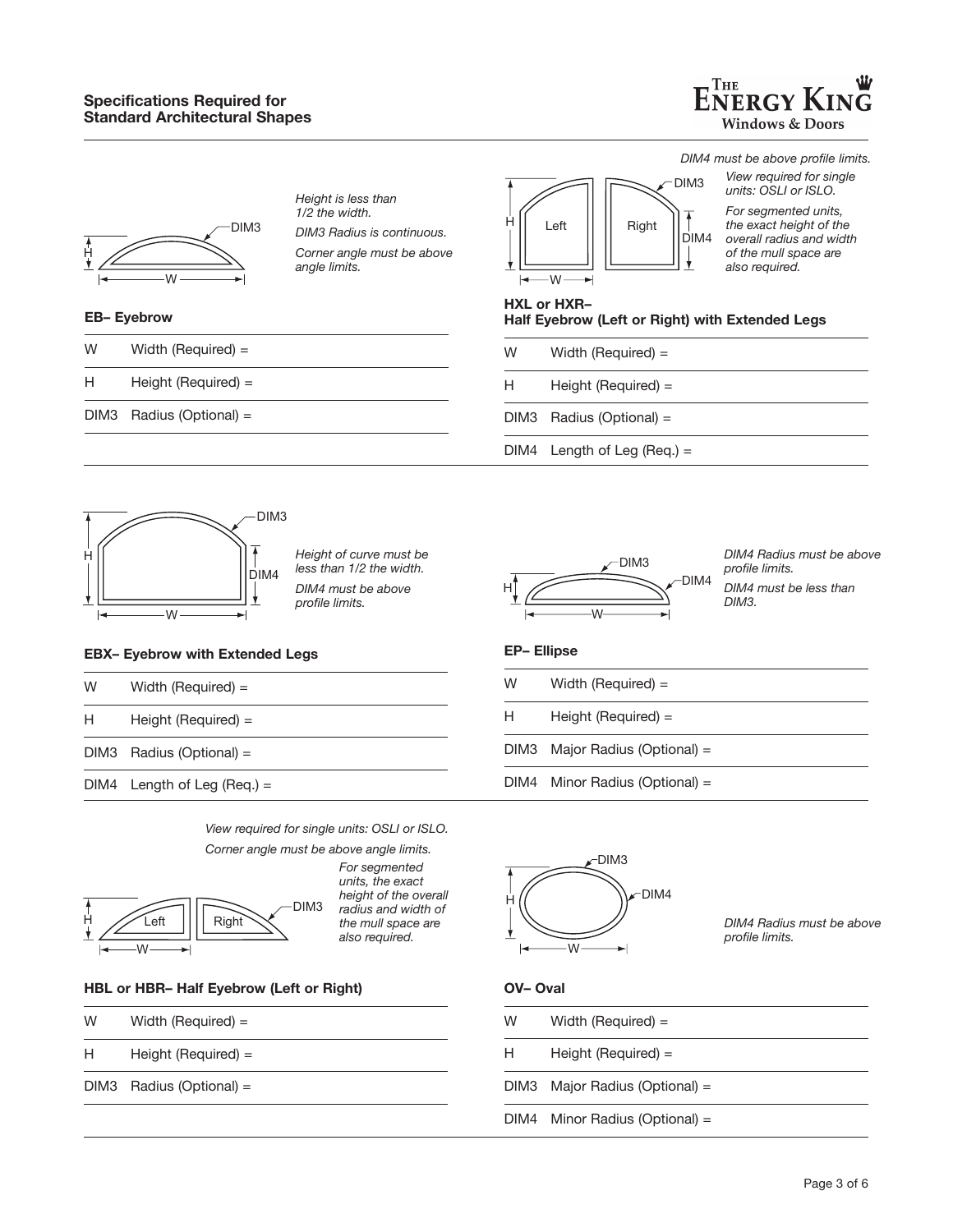## Specifications Required for Standard Architectural Shapes

### EB– Eyebrow

*Height is less than 1/2 the width.*

*DIM3 Radius is continuous.*

*Corner angle must be above angle limits.*

| | |
|---|---|
| W | Width (Required) = |
| H | Height (Required) = |
| DIM3 | Radius (Optional) = |

### HXL or HXR– Half Eyebrow (Left or Right) with Extended Legs

*DIM4 must be above profile limits.*

*View required for single units: OSLI or ISLO.*

*For segmented units, the exact height of the overall radius and width of the mull space are also required.*

| | |
|---|---|
| W | Width (Required) = |
| H | Height (Required) = |
| DIM3 | Radius (Optional) = |
| DIM4 | Length of Leg (Req.) = |

### EBX– Eyebrow with Extended Legs

*Height of curve must be less than 1/2 the width.*

*DIM4 must be above profile limits.*

| | |
|---|---|
| W | Width (Required) = |
| H | Height (Required) = |
| DIM3 | Radius (Optional) = |
| DIM4 | Length of Leg (Req.) = |

### EP– Ellipse

*DIM4 Radius must be above profile limits.*

*DIM4 must be less than DIM3.*

| | |
|---|---|
| W | Width (Required) = |
| H | Height (Required) = |
| DIM3 | Major Radius (Optional) = |
| DIM4 | Minor Radius (Optional) = |

### HBL or HBR– Half Eyebrow (Left or Right)

*View required for single units: OSLI or ISLO.*

*Corner angle must be above angle limits.*

*For segmented units, the exact height of the overall radius and width of the mull space are also required.*

| | |
|---|---|
| W | Width (Required) = |
| H | Height (Required) = |
| DIM3 | Radius (Optional) = |

### OV– Oval

*DIM4 Radius must be above profile limits.*

| | |
|---|---|
| W | Width (Required) = |
| H | Height (Required) = |
| DIM3 | Major Radius (Optional) = |
| DIM4 | Minor Radius (Optional) = |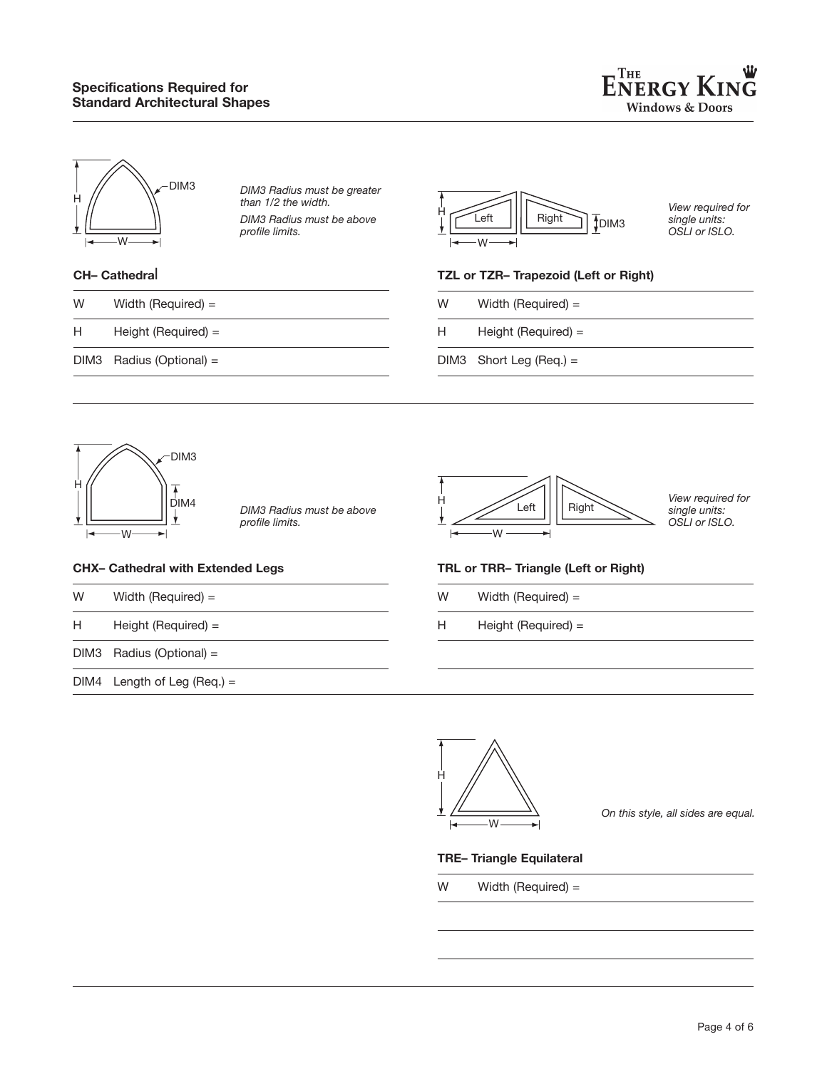## Specifications Required for Standard Architectural Shapes

*DIM3 Radius must be greater than 1/2 the width.*

*DIM3 Radius must be above profile limits.*

### CH– Cathedral

| | |
|---|---|
| W | Width (Required) = |
| H | Height (Required) = |
| DIM3 | Radius (Optional) = |

*View required for single units: OSLI or ISLO.*

### TZL or TZR– Trapezoid (Left or Right)

| | |
|---|---|
| W | Width (Required) = |
| H | Height (Required) = |
| DIM3 | Short Leg (Req.) = |

*DIM3 Radius must be above profile limits.*

### CHX– Cathedral with Extended Legs

| | |
|---|---|
| W | Width (Required) = |
| H | Height (Required) = |
| DIM3 | Radius (Optional) = |
| DIM4 | Length of Leg (Req.) = |

*View required for single units: OSLI or ISLO.*

### TRL or TRR– Triangle (Left or Right)

| | |
|---|---|
| W | Width (Required) = |
| H | Height (Required) = |

*On this style, all sides are equal.*

### TRE– Triangle Equilateral

| | |
|---|---|
| W | Width (Required) = |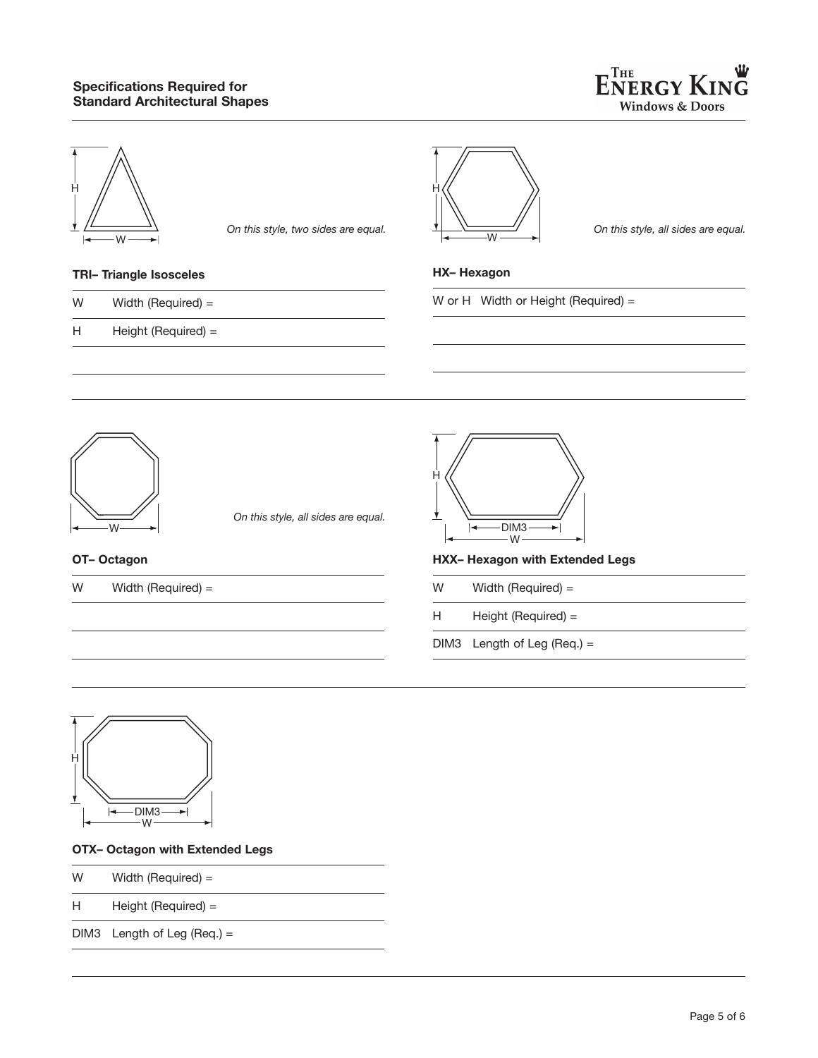## Specifications Required for Standard Architectural Shapes

*On this style, two sides are equal.*

### TRI– Triangle Isosceles

| | |
|---|---|
| W | Width (Required) = |
| H | Height (Required) = |

*On this style, all sides are equal.*

### HX– Hexagon

| | |
|---|---|
| W or H | Width or Height (Required) = |

*On this style, all sides are equal.*

### OT– Octagon

| | |
|---|---|
| W | Width (Required) = |

### HXX– Hexagon with Extended Legs

| | |
|---|---|
| W | Width (Required) = |
| H | Height (Required) = |
| DIM3 | Length of Leg (Req.) = |

### OTX– Octagon with Extended Legs

| | |
|---|---|
| W | Width (Required) = |
| H | Height (Required) = |
| DIM3 | Length of Leg (Req.) = |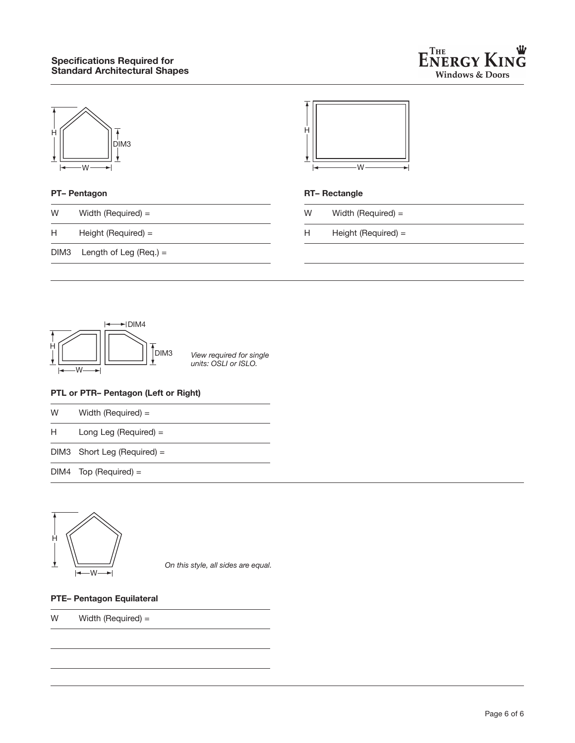**Specifications Required for Standard Architectural Shapes**

H

DIM3

W

**PT– Pentagon**

| | |
|---|---|
| W | Width (Required) = |
| H | Height (Required) = |
| DIM3 | Length of Leg (Req.) = |

H

W

**RT– Rectangle**

| | |
|---|---|
| W | Width (Required) = |
| H | Height (Required) = |

DIM4

H

DIM3

W

*View required for single units: OSLI or ISLO.*

**PTL or PTR– Pentagon (Left or Right)**

| | |
|---|---|
| W | Width (Required) = |
| H | Long Leg (Required) = |
| DIM3 | Short Leg (Required) = |
| DIM4 | Top (Required) = |

H

W

*On this style, all sides are equal.*

**PTE– Pentagon Equilateral**

| | |
|---|---|
| W | Width (Required) = |